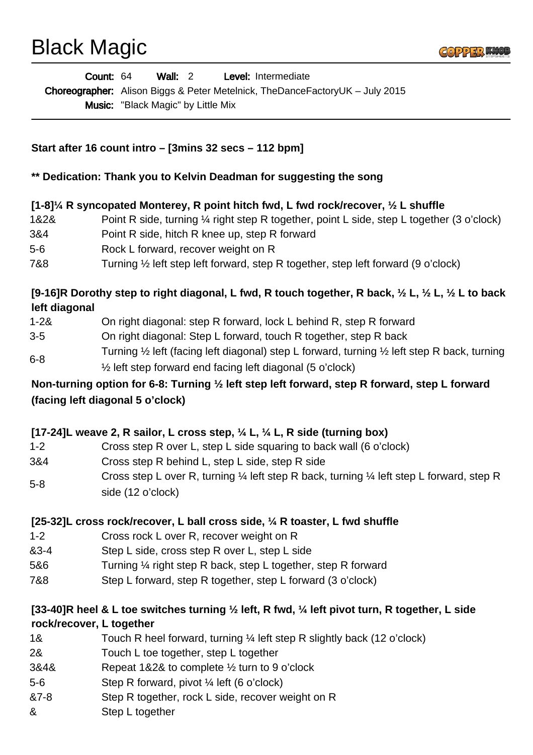# Black Magic

**Count:** 64 **Wall:** 2 **Level:** Intermediate

**Choreographer:** Alison Biggs & Peter Metelnick, TheDanceFactoryUK – July 2015

**Music:** "Black Magic" by Little Mix

**Start after 16 count intro – [3mins 32 secs – 112 bpm]**

**\*\* Dedication: Thank you to Kelvin Deadman for suggesting the song**

**[1-8]¼ R syncopated Monterey, R point hitch fwd, L fwd rock/recover, ½ L shuffle**

| | |
|---|---|
| 1&2& | Point R side, turning ¼ right step R together, point L side, step L together (3 o'clock) |
| 3&4 | Point R side, hitch R knee up, step R forward |
| 5-6 | Rock L forward, recover weight on R |
| 7&8 | Turning ½ left step left forward, step R together, step left forward (9 o'clock) |

**[9-16]R Dorothy step to right diagonal, L fwd, R touch together, R back, ½ L, ½ L, ½ L to back left diagonal**

| | |
|---|---|
| 1-2& | On right diagonal: step R forward, lock L behind R, step R forward |
| 3-5 | On right diagonal: Step L forward, touch R together, step R back |
| 6-8 | Turning ½ left (facing left diagonal) step L forward, turning ½ left step R back, turning ½ left step forward end facing left diagonal (5 o'clock) |

**Non-turning option for 6-8: Turning ½ left step left forward, step R forward, step L forward (facing left diagonal 5 o'clock)**

**[17-24]L weave 2, R sailor, L cross step, ¼ L, ¼ L, R side (turning box)**

| | |
|---|---|
| 1-2 | Cross step R over L, step L side squaring to back wall (6 o'clock) |
| 3&4 | Cross step R behind L, step L side, step R side |
| 5-8 | Cross step L over R, turning ¼ left step R back, turning ¼ left step L forward, step R side (12 o'clock) |

**[25-32]L cross rock/recover, L ball cross side, ¼ R toaster, L fwd shuffle**

| | |
|---|---|
| 1-2 | Cross rock L over R, recover weight on R |
| &3-4 | Step L side, cross step R over L, step L side |
| 5&6 | Turning ¼ right step R back, step L together, step R forward |
| 7&8 | Step L forward, step R together, step L forward (3 o'clock) |

**[33-40]R heel & L toe switches turning ½ left, R fwd, ¼ left pivot turn, R together, L side rock/recover, L together**

| | |
|---|---|
| 1& | Touch R heel forward, turning ¼ left step R slightly back (12 o'clock) |
| 2& | Touch L toe together, step L together |
| 3&4& | Repeat 1&2& to complete ½ turn to 9 o'clock |
| 5-6 | Step R forward, pivot ¼ left (6 o'clock) |
| &7-8 | Step R together, rock L side, recover weight on R |
| & | Step L together |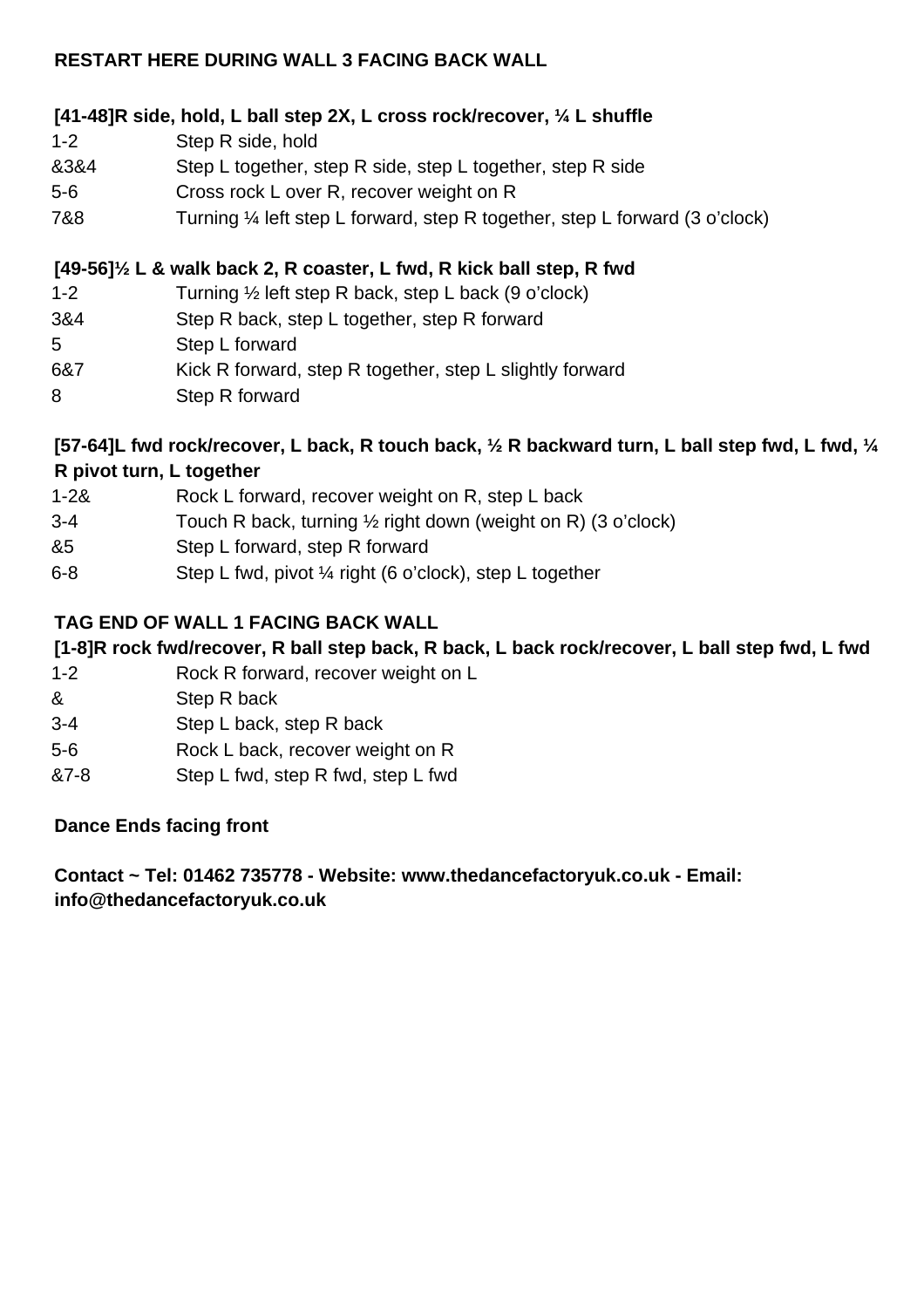**RESTART HERE DURING WALL 3 FACING BACK WALL**

**[41-48]R side, hold, L ball step 2X, L cross rock/recover, ¼ L shuffle**

| | |
|---|---|
| 1-2 | Step R side, hold |
| &3&4 | Step L together, step R side, step L together, step R side |
| 5-6 | Cross rock L over R, recover weight on R |
| 7&8 | Turning ¼ left step L forward, step R together, step L forward (3 o'clock) |

**[49-56]½ L & walk back 2, R coaster, L fwd, R kick ball step, R fwd**

| | |
|---|---|
| 1-2 | Turning ½ left step R back, step L back (9 o'clock) |
| 3&4 | Step R back, step L together, step R forward |
| 5 | Step L forward |
| 6&7 | Kick R forward, step R together, step L slightly forward |
| 8 | Step R forward |

**[57-64]L fwd rock/recover, L back, R touch back, ½ R backward turn, L ball step fwd, L fwd, ¼ R pivot turn, L together**

| | |
|---|---|
| 1-2& | Rock L forward, recover weight on R, step L back |
| 3-4 | Touch R back, turning ½ right down (weight on R) (3 o'clock) |
| &5 | Step L forward, step R forward |
| 6-8 | Step L fwd, pivot ¼ right (6 o'clock), step L together |

**TAG END OF WALL 1 FACING BACK WALL**

**[1-8]R rock fwd/recover, R ball step back, R back, L back rock/recover, L ball step fwd, L fwd**

| | |
|---|---|
| 1-2 | Rock R forward, recover weight on L |
| & | Step R back |
| 3-4 | Step L back, step R back |
| 5-6 | Rock L back, recover weight on R |
| &7-8 | Step L fwd, step R fwd, step L fwd |

**Dance Ends facing front**

**Contact ~ Tel: 01462 735778 - Website: www.thedancefactoryuk.co.uk - Email: info@thedancefactoryuk.co.uk**